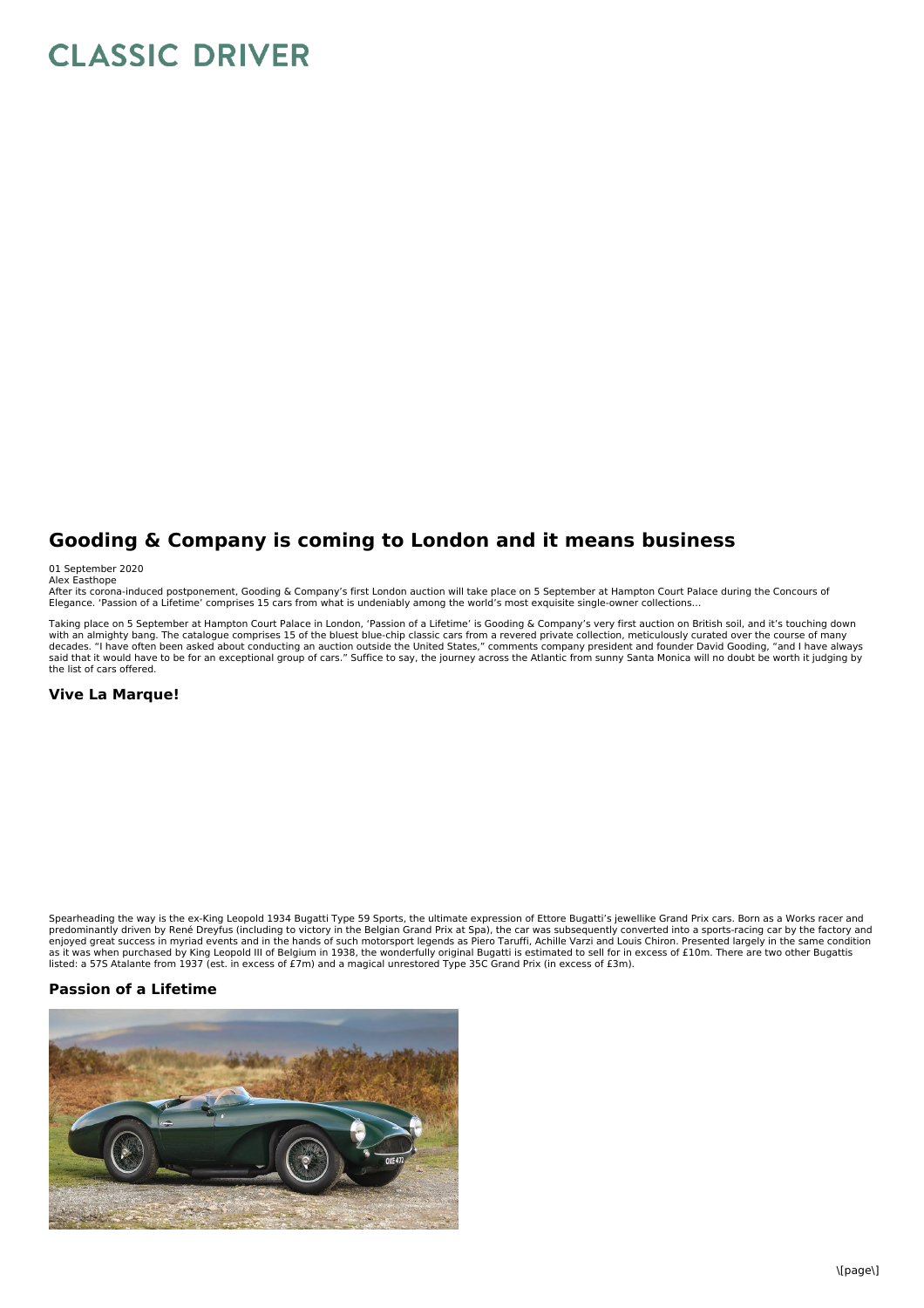# Gooding & Company is coming to London and it means business

01 September 2020
Alex Easthope

After its corona-induced postponement, Gooding & Company's first London auction will take place on 5 September at Hampton Court Palace during the Concours of Elegance. 'Passion of a Lifetime' comprises 15 cars from what is undeniably among the world's most exquisite single-owner collections…

Taking place on 5 September at Hampton Court Palace in London, 'Passion of a Lifetime' is Gooding & Company's very first auction on British soil, and it's touching down with an almighty bang. The catalogue comprises 15 of the bluest blue-chip classic cars from a revered private collection, meticulously curated over the course of many decades. "I have often been asked about conducting an auction outside the United States," comments company president and founder David Gooding, "and I have always said that it would have to be for an exceptional group of cars." Suffice to say, the journey across the Atlantic from sunny Santa Monica will no doubt be worth it judging by the list of cars offered.

## Vive La Marque!

Spearheading the way is the ex-King Leopold 1934 Bugatti Type 59 Sports, the ultimate expression of Ettore Bugatti's jewellike Grand Prix cars. Born as a Works racer and predominantly driven by René Dreyfus (including to victory in the Belgian Grand Prix at Spa), the car was subsequently converted into a sports-racing car by the factory and enjoyed great success in myriad events and in the hands of such motorsport legends as Piero Taruffi, Achille Varzi and Louis Chiron. Presented largely in the same condition as it was when purchased by King Leopold III of Belgium in 1938, the wonderfully original Bugatti is estimated to sell for in excess of £10m. There are two other Bugattis listed: a 57S Atalante from 1937 (est. in excess of £7m) and a magical unrestored Type 35C Grand Prix (in excess of £3m).

## Passion of a Lifetime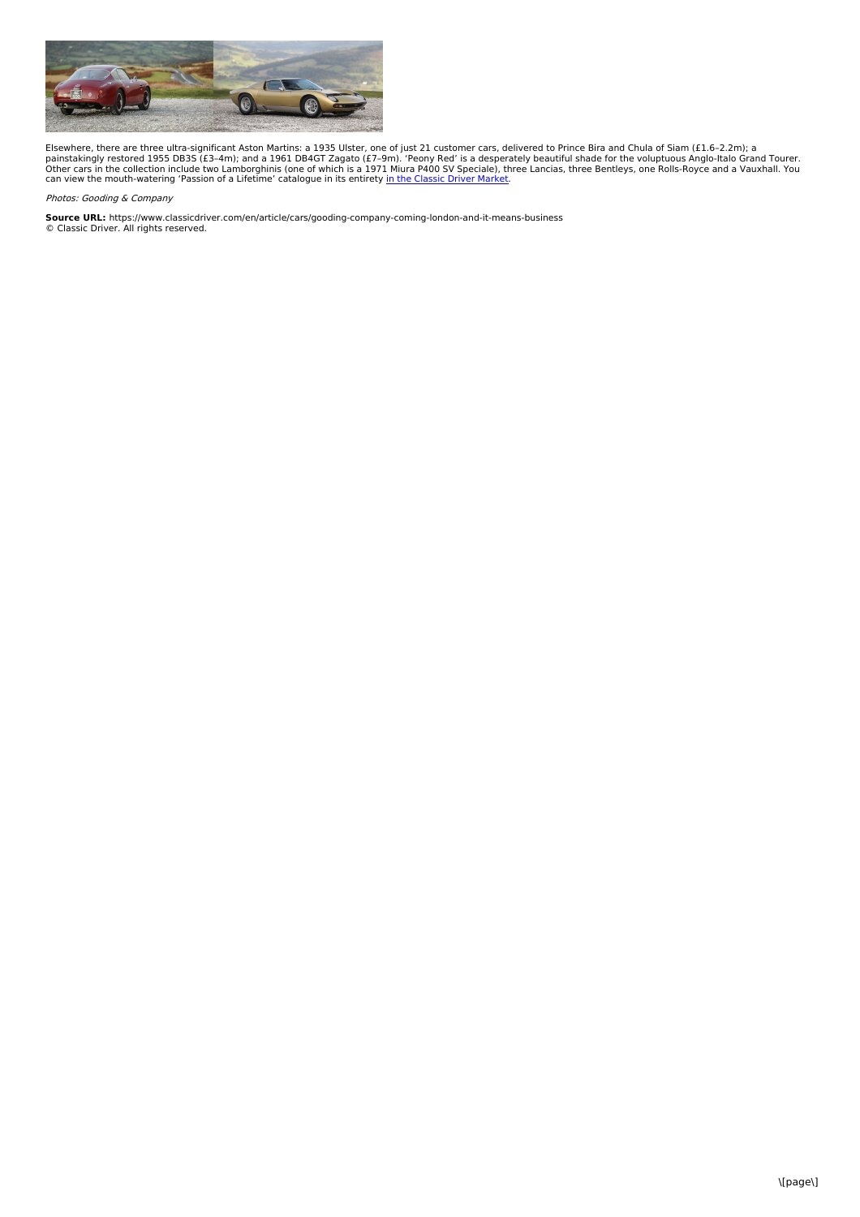Elsewhere, there are three ultra-significant Aston Martins: a 1935 Ulster, one of just 21 customer cars, delivered to Prince Bira and Chula of Siam (£1.6–2.2m); a painstakingly restored 1955 DB3S (£3–4m); and a 1961 DB4GT Zagato (£7–9m). 'Peony Red' is a desperately beautiful shade for the voluptuous Anglo-Italo Grand Tourer. Other cars in the collection include two Lamborghinis (one of which is a 1971 Miura P400 SV Speciale), three Lancias, three Bentleys, one Rolls-Royce and a Vauxhall. You can view the mouth-watering 'Passion of a Lifetime' catalogue in its entirety in the Classic Driver Market.

*Photos: Gooding & Company*

**Source URL:** https://www.classicdriver.com/en/article/cars/gooding-company-coming-london-and-it-means-business
© Classic Driver. All rights reserved.